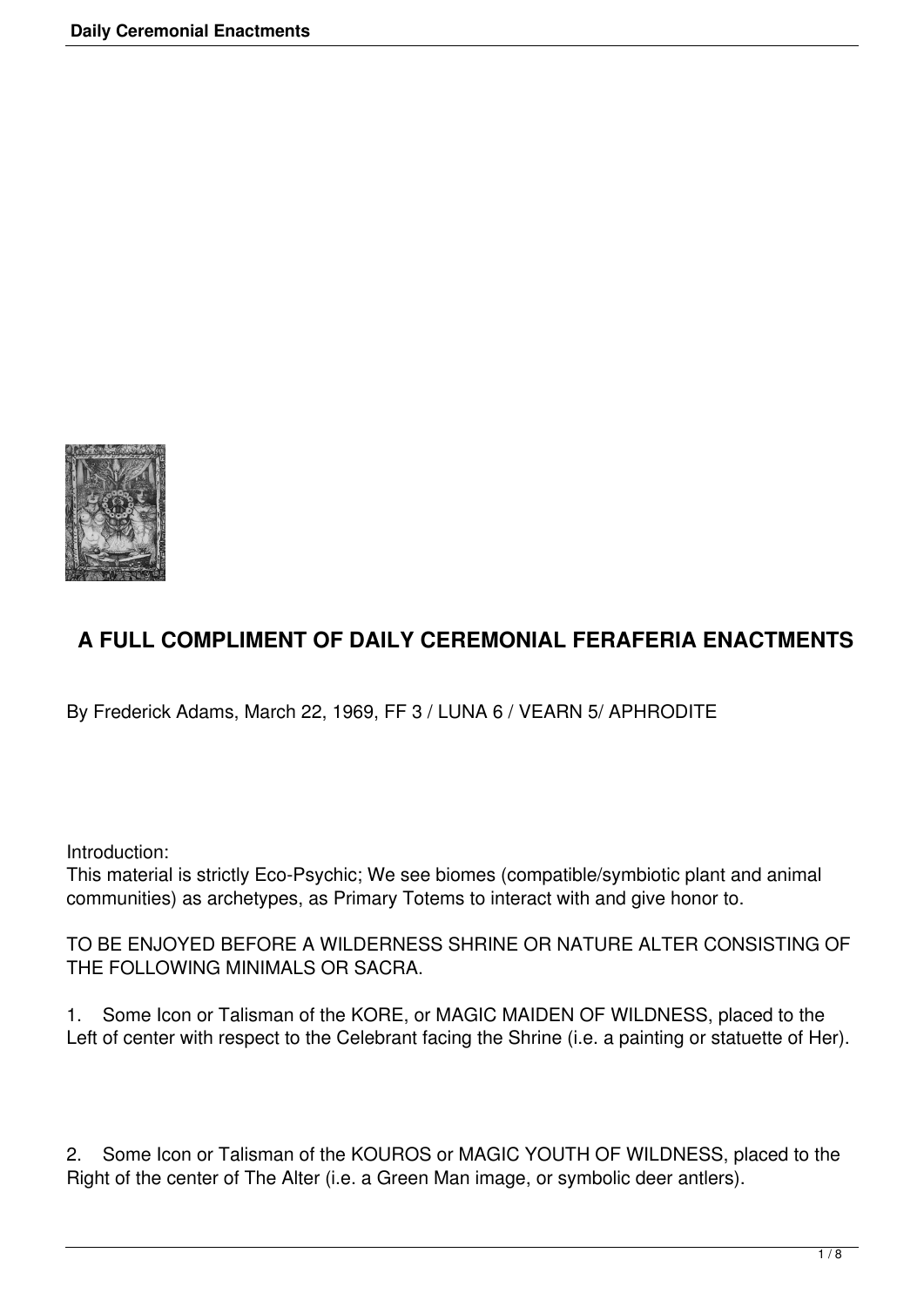# A FULL COMPLIMENT OF DAILY CEREMONIAL FERAFERIA ENACTMENTS

By Frederick Adams, March 22, 1969, FF 3 / LUNA 6 / VEARN 5/ APHRODITE

Introduction:
This material is strictly Eco-Psychic; We see biomes (compatible/symbiotic plant and animal communities) as archetypes, as Primary Totems to interact with and give honor to.

TO BE ENJOYED BEFORE A WILDERNESS SHRINE OR NATURE ALTER CONSISTING OF THE FOLLOWING MINIMALS OR SACRA.

1. Some Icon or Talisman of the KORE, or MAGIC MAIDEN OF WILDNESS, placed to the Left of center with respect to the Celebrant facing the Shrine (i.e. a painting or statuette of Her).

2. Some Icon or Talisman of the KOUROS or MAGIC YOUTH OF WILDNESS, placed to the Right of the center of The Alter (i.e. a Green Man image, or symbolic deer antlers).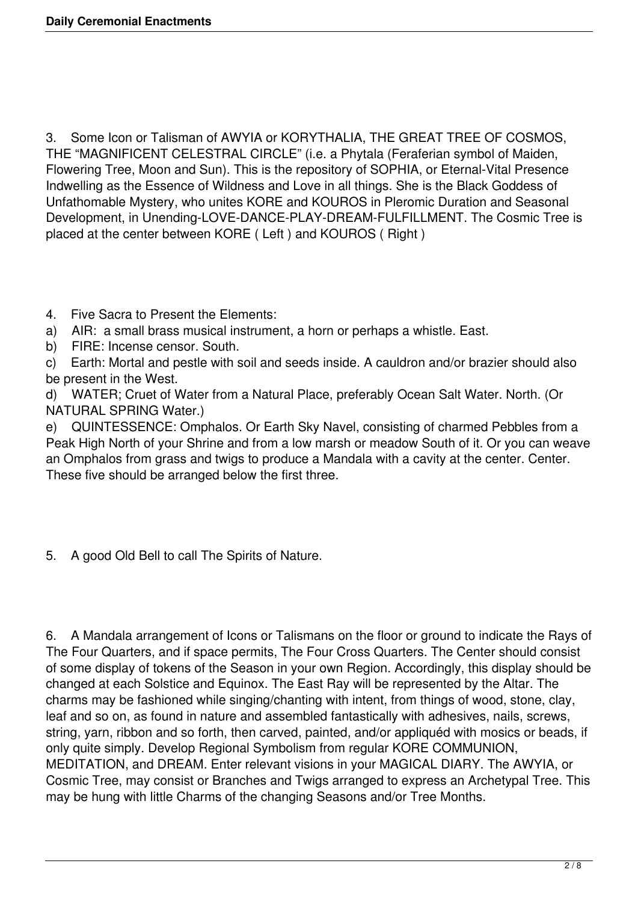3. Some Icon or Talisman of AWYIA or KORYTHALIA, THE GREAT TREE OF COSMOS, THE "MAGNIFICENT CELESTRAL CIRCLE" (i.e. a Phytala (Feraferian symbol of Maiden, Flowering Tree, Moon and Sun). This is the repository of SOPHIA, or Eternal-Vital Presence Indwelling as the Essence of Wildness and Love in all things. She is the Black Goddess of Unfathomable Mystery, who unites KORE and KOUROS in Pleromic Duration and Seasonal Development, in Unending-LOVE-DANCE-PLAY-DREAM-FULFILLMENT. The Cosmic Tree is placed at the center between KORE ( Left ) and KOUROS ( Right )

4. Five Sacra to Present the Elements:

a) AIR: a small brass musical instrument, a horn or perhaps a whistle. East.

b) FIRE: Incense censor. South.

c) Earth: Mortal and pestle with soil and seeds inside. A cauldron and/or brazier should also be present in the West.

d) WATER; Cruet of Water from a Natural Place, preferably Ocean Salt Water. North. (Or NATURAL SPRING Water.)

e) QUINTESSENCE: Omphalos. Or Earth Sky Navel, consisting of charmed Pebbles from a Peak High North of your Shrine and from a low marsh or meadow South of it. Or you can weave an Omphalos from grass and twigs to produce a Mandala with a cavity at the center. Center. These five should be arranged below the first three.

5. A good Old Bell to call The Spirits of Nature.

6. A Mandala arrangement of Icons or Talismans on the floor or ground to indicate the Rays of The Four Quarters, and if space permits, The Four Cross Quarters. The Center should consist of some display of tokens of the Season in your own Region. Accordingly, this display should be changed at each Solstice and Equinox. The East Ray will be represented by the Altar. The charms may be fashioned while singing/chanting with intent, from things of wood, stone, clay, leaf and so on, as found in nature and assembled fantastically with adhesives, nails, screws, string, yarn, ribbon and so forth, then carved, painted, and/or appliquéd with mosics or beads, if only quite simply. Develop Regional Symbolism from regular KORE COMMUNION, MEDITATION, and DREAM. Enter relevant visions in your MAGICAL DIARY. The AWYIA, or Cosmic Tree, may consist or Branches and Twigs arranged to express an Archetypal Tree. This may be hung with little Charms of the changing Seasons and/or Tree Months.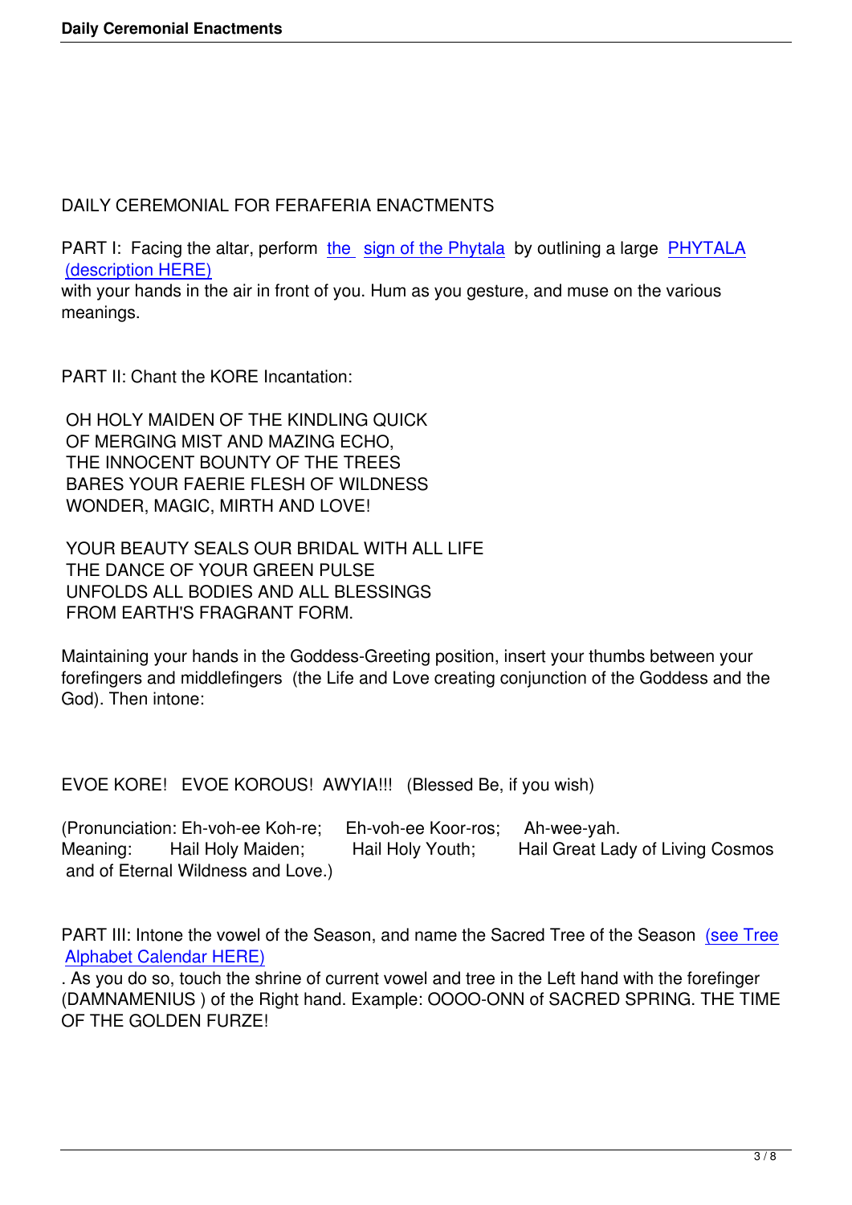DAILY CEREMONIAL FOR FERAFERIA ENACTMENTS

PART I: Facing the altar, perform the sign of the Phytala by outlining a large PHYTALA (description HERE) with your hands in the air in front of you. Hum as you gesture, and muse on the various meanings.

PART II: Chant the KORE Incantation:

OH HOLY MAIDEN OF THE KINDLING QUICK
OF MERGING MIST AND MAZING ECHO,
THE INNOCENT BOUNTY OF THE TREES
BARES YOUR FAERIE FLESH OF WILDNESS
WONDER, MAGIC, MIRTH AND LOVE!

YOUR BEAUTY SEALS OUR BRIDAL WITH ALL LIFE
THE DANCE OF YOUR GREEN PULSE
UNFOLDS ALL BODIES AND ALL BLESSINGS
FROM EARTH'S FRAGRANT FORM.

Maintaining your hands in the Goddess-Greeting position, insert your thumbs between your forefingers and middlefingers (the Life and Love creating conjunction of the Goddess and the God). Then intone:

EVOE KORE! EVOE KOROUS! AWYIA!!! (Blessed Be, if you wish)

(Pronunciation: Eh-voh-ee Koh-re; Eh-voh-ee Koor-ros; Ah-wee-yah.
Meaning: Hail Holy Maiden; Hail Holy Youth; Hail Great Lady of Living Cosmos and of Eternal Wildness and Love.)

PART III: Intone the vowel of the Season, and name the Sacred Tree of the Season (see Tree Alphabet Calendar HERE). As you do so, touch the shrine of current vowel and tree in the Left hand with the forefinger (DAMNAMENIUS ) of the Right hand. Example: OOOO-ONN of SACRED SPRING. THE TIME OF THE GOLDEN FURZE!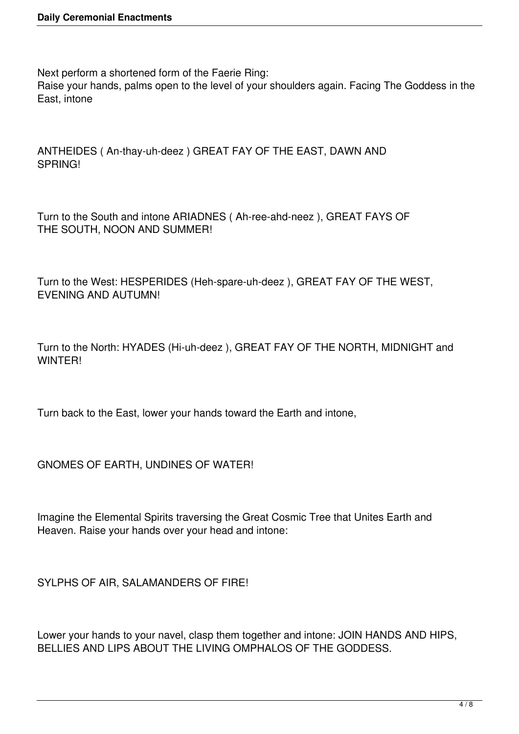Next perform a shortened form of the Faerie Ring:
Raise your hands, palms open to the level of your shoulders again. Facing The Goddess in the East, intone

ANTHEIDES ( An-thay-uh-deez ) GREAT FAY OF THE EAST, DAWN AND SPRING!

Turn to the South and intone ARIADNES ( Ah-ree-ahd-neez ), GREAT FAYS OF THE SOUTH, NOON AND SUMMER!

Turn to the West: HESPERIDES (Heh-spare-uh-deez ), GREAT FAY OF THE WEST, EVENING AND AUTUMN!

Turn to the North: HYADES (Hi-uh-deez ), GREAT FAY OF THE NORTH, MIDNIGHT and WINTER!

Turn back to the East, lower your hands toward the Earth and intone,

GNOMES OF EARTH, UNDINES OF WATER!

Imagine the Elemental Spirits traversing the Great Cosmic Tree that Unites Earth and Heaven. Raise your hands over your head and intone:

SYLPHS OF AIR, SALAMANDERS OF FIRE!

Lower your hands to your navel, clasp them together and intone: JOIN HANDS AND HIPS, BELLIES AND LIPS ABOUT THE LIVING OMPHALOS OF THE GODDESS.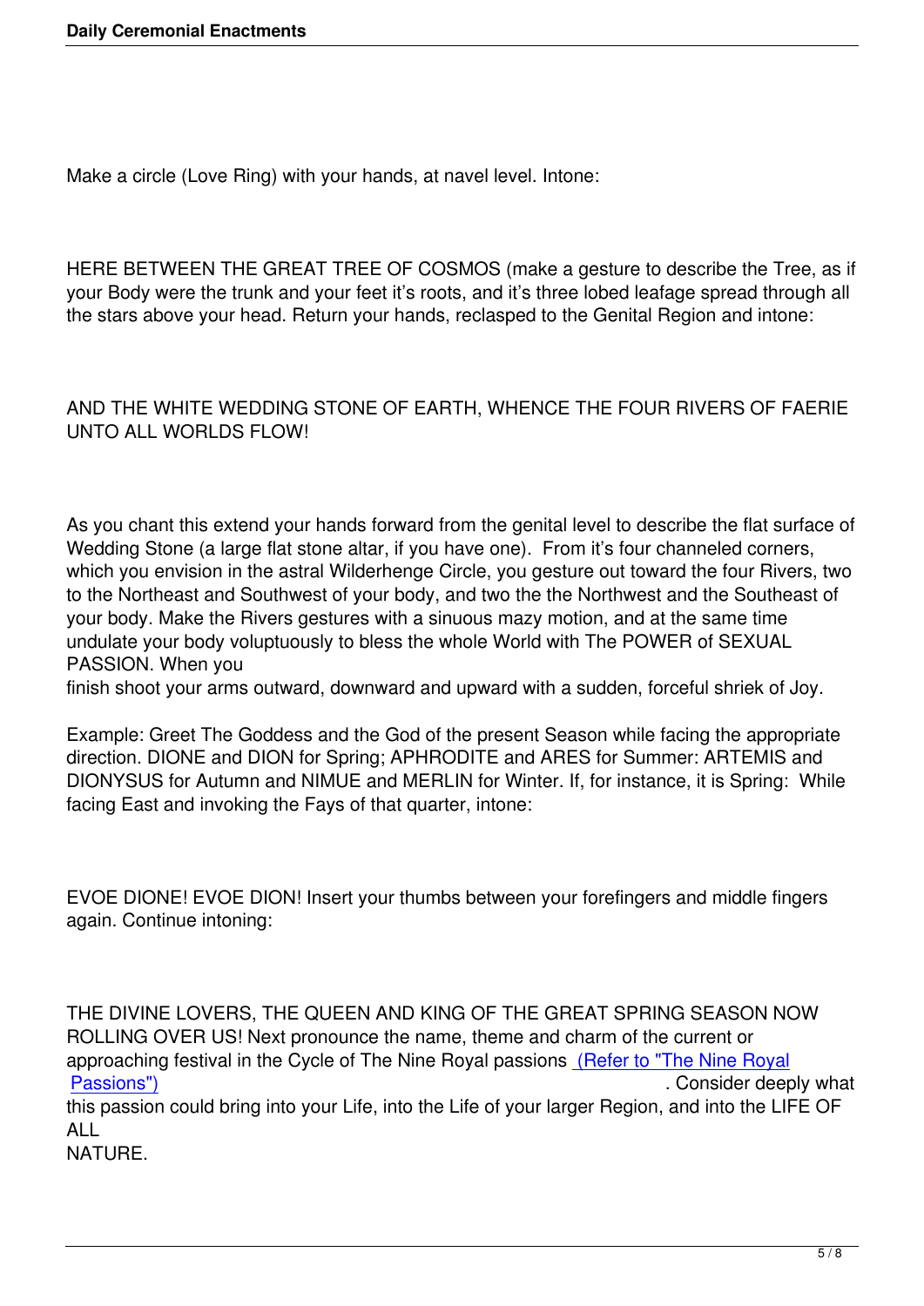Make a circle (Love Ring) with your hands, at navel level. Intone:

HERE BETWEEN THE GREAT TREE OF COSMOS (make a gesture to describe the Tree, as if your Body were the trunk and your feet it's roots, and it's three lobed leafage spread through all the stars above your head. Return your hands, reclasped to the Genital Region and intone:

AND THE WHITE WEDDING STONE OF EARTH, WHENCE THE FOUR RIVERS OF FAERIE UNTO ALL WORLDS FLOW!

As you chant this extend your hands forward from the genital level to describe the flat surface of Wedding Stone (a large flat stone altar, if you have one). From it's four channeled corners, which you envision in the astral Wilderhenge Circle, you gesture out toward the four Rivers, two to the Northeast and Southwest of your body, and two the the Northwest and the Southeast of your body. Make the Rivers gestures with a sinuous mazy motion, and at the same time undulate your body voluptuously to bless the whole World with The POWER of SEXUAL PASSION. When you finish shoot your arms outward, downward and upward with a sudden, forceful shriek of Joy.

Example: Greet The Goddess and the God of the present Season while facing the appropriate direction. DIONE and DION for Spring; APHRODITE and ARES for Summer: ARTEMIS and DIONYSUS for Autumn and NIMUE and MERLIN for Winter. If, for instance, it is Spring: While facing East and invoking the Fays of that quarter, intone:

EVOE DIONE! EVOE DION! Insert your thumbs between your forefingers and middle fingers again. Continue intoning:

THE DIVINE LOVERS, THE QUEEN AND KING OF THE GREAT SPRING SEASON NOW ROLLING OVER US! Next pronounce the name, theme and charm of the current or approaching festival in the Cycle of The Nine Royal passions (Refer to "The Nine Royal Passions"). Consider deeply what this passion could bring into your Life, into the Life of your larger Region, and into the LIFE OF ALL NATURE.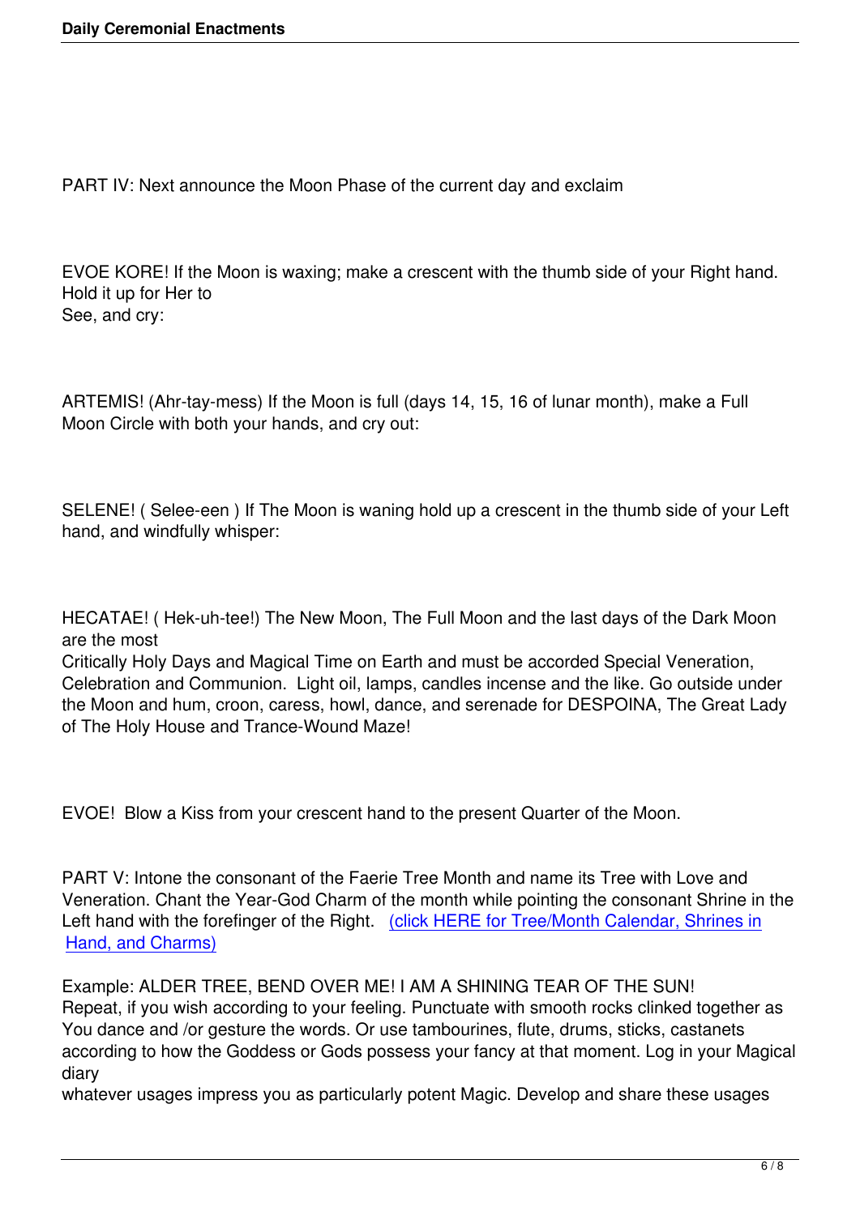PART IV: Next announce the Moon Phase of the current day and exclaim

EVOE KORE! If the Moon is waxing; make a crescent with the thumb side of your Right hand. Hold it up for Her to See, and cry:

ARTEMIS! (Ahr-tay-mess) If the Moon is full (days 14, 15, 16 of lunar month), make a Full Moon Circle with both your hands, and cry out:

SELENE! ( Selee-een ) If The Moon is waning hold up a crescent in the thumb side of your Left hand, and windfully whisper:

HECATAE! ( Hek-uh-tee!) The New Moon, The Full Moon and the last days of the Dark Moon are the most Critically Holy Days and Magical Time on Earth and must be accorded Special Veneration, Celebration and Communion. Light oil, lamps, candles incense and the like. Go outside under the Moon and hum, croon, caress, howl, dance, and serenade for DESPOINA, The Great Lady of The Holy House and Trance-Wound Maze!

EVOE! Blow a Kiss from your crescent hand to the present Quarter of the Moon.

PART V: Intone the consonant of the Faerie Tree Month and name its Tree with Love and Veneration. Chant the Year-God Charm of the month while pointing the consonant Shrine in the Left hand with the forefinger of the Right. (click HERE for Tree/Month Calendar, Shrines in Hand, and Charms)

Example: ALDER TREE, BEND OVER ME! I AM A SHINING TEAR OF THE SUN!
Repeat, if you wish according to your feeling. Punctuate with smooth rocks clinked together as You dance and /or gesture the words. Or use tambourines, flute, drums, sticks, castanets according to how the Goddess or Gods possess your fancy at that moment. Log in your Magical diary whatever usages impress you as particularly potent Magic. Develop and share these usages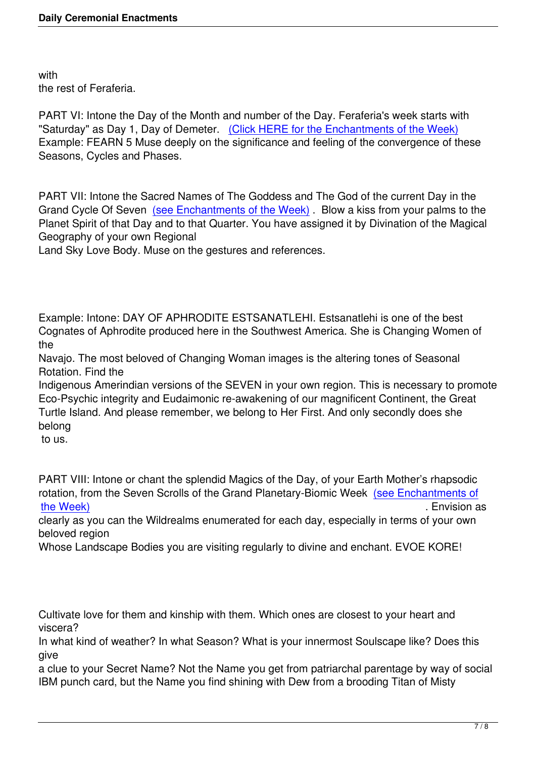with
the rest of Feraferia.

PART VI: Intone the Day of the Month and number of the Day. Feraferia's week starts with "Saturday" as Day 1, Day of Demeter. (Click HERE for the Enchantments of the Week) Example: FEARN 5 Muse deeply on the significance and feeling of the convergence of these Seasons, Cycles and Phases.

PART VII: Intone the Sacred Names of The Goddess and The God of the current Day in the Grand Cycle Of Seven (see Enchantments of the Week) . Blow a kiss from your palms to the Planet Spirit of that Day and to that Quarter. You have assigned it by Divination of the Magical Geography of your own Regional
Land Sky Love Body. Muse on the gestures and references.

Example: Intone: DAY OF APHRODITE ESTSANATLEHI. Estsanatlehi is one of the best Cognates of Aphrodite produced here in the Southwest America. She is Changing Women of the
Navajo. The most beloved of Changing Woman images is the altering tones of Seasonal Rotation. Find the
Indigenous Amerindian versions of the SEVEN in your own region. This is necessary to promote Eco-Psychic integrity and Eudaimonic re-awakening of our magnificent Continent, the Great Turtle Island. And please remember, we belong to Her First. And only secondly does she belong
to us.

PART VIII: Intone or chant the splendid Magics of the Day, of your Earth Mother's rhapsodic rotation, from the Seven Scrolls of the Grand Planetary-Biomic Week (see Enchantments of the Week) . Envision as clearly as you can the Wildrealms enumerated for each day, especially in terms of your own beloved region
Whose Landscape Bodies you are visiting regularly to divine and enchant. EVOE KORE!

Cultivate love for them and kinship with them. Which ones are closest to your heart and viscera?
In what kind of weather? In what Season? What is your innermost Soulscape like? Does this give
a clue to your Secret Name? Not the Name you get from patriarchal parentage by way of social IBM punch card, but the Name you find shining with Dew from a brooding Titan of Misty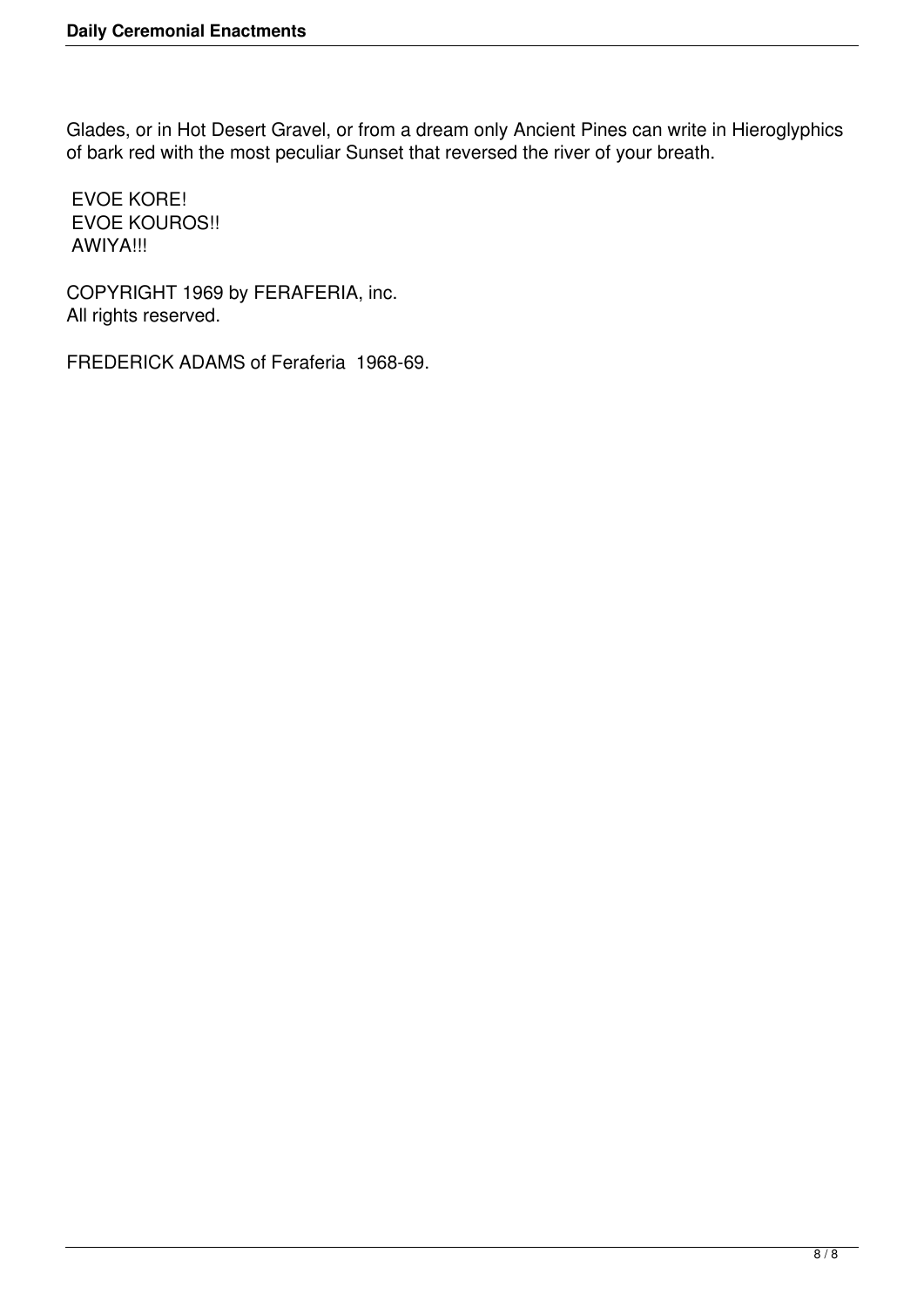Glades, or in Hot Desert Gravel, or from a dream only Ancient Pines can write in Hieroglyphics of bark red with the most peculiar Sunset that reversed the river of your breath.

EVOE KORE!
EVOE KOUROS!!
AWIYA!!!

COPYRIGHT 1969 by FERAFERIA, inc.
All rights reserved.

FREDERICK ADAMS of Feraferia 1968-69.